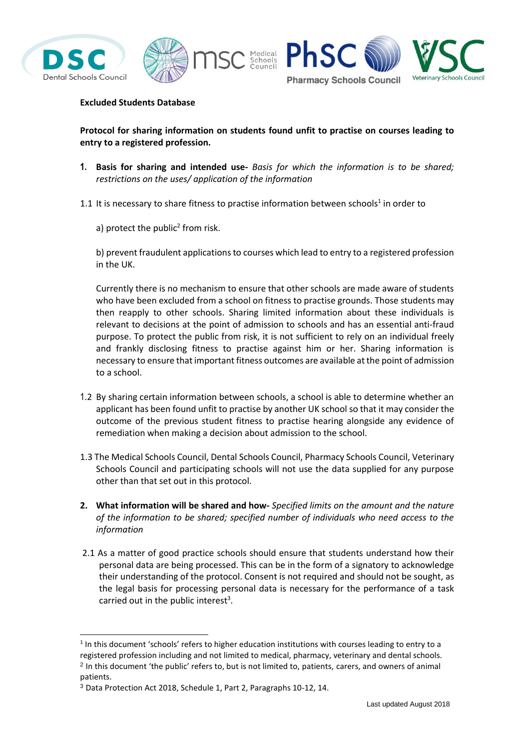**Excluded Students Database**

**Protocol for sharing information on students found unfit to practise on courses leading to entry to a registered profession.**

1. **Basis for sharing and intended use-** *Basis for which the information is to be shared; restrictions on the uses/ application of the information*

1.1 It is necessary to share fitness to practise information between schools[1] in order to

a) protect the public[2] from risk.

b) prevent fraudulent applications to courses which lead to entry to a registered profession in the UK.

Currently there is no mechanism to ensure that other schools are made aware of students who have been excluded from a school on fitness to practise grounds. Those students may then reapply to other schools. Sharing limited information about these individuals is relevant to decisions at the point of admission to schools and has an essential anti-fraud purpose. To protect the public from risk, it is not sufficient to rely on an individual freely and frankly disclosing fitness to practise against him or her. Sharing information is necessary to ensure that important fitness outcomes are available at the point of admission to a school.

1.2 By sharing certain information between schools, a school is able to determine whether an applicant has been found unfit to practise by another UK school so that it may consider the outcome of the previous student fitness to practise hearing alongside any evidence of remediation when making a decision about admission to the school.

1.3 The Medical Schools Council, Dental Schools Council, Pharmacy Schools Council, Veterinary Schools Council and participating schools will not use the data supplied for any purpose other than that set out in this protocol.

2. **What information will be shared and how-** *Specified limits on the amount and the nature of the information to be shared; specified number of individuals who need access to the information*

2.1 As a matter of good practice schools should ensure that students understand how their personal data are being processed. This can be in the form of a signatory to acknowledge their understanding of the protocol. Consent is not required and should not be sought, as the legal basis for processing personal data is necessary for the performance of a task carried out in the public interest[3].

---

[1] In this document 'schools' refers to higher education institutions with courses leading to entry to a registered profession including and not limited to medical, pharmacy, veterinary and dental schools.

[2] In this document 'the public' refers to, but is not limited to, patients, carers, and owners of animal patients.

[3] Data Protection Act 2018, Schedule 1, Part 2, Paragraphs 10-12, 14.

Last updated August 2018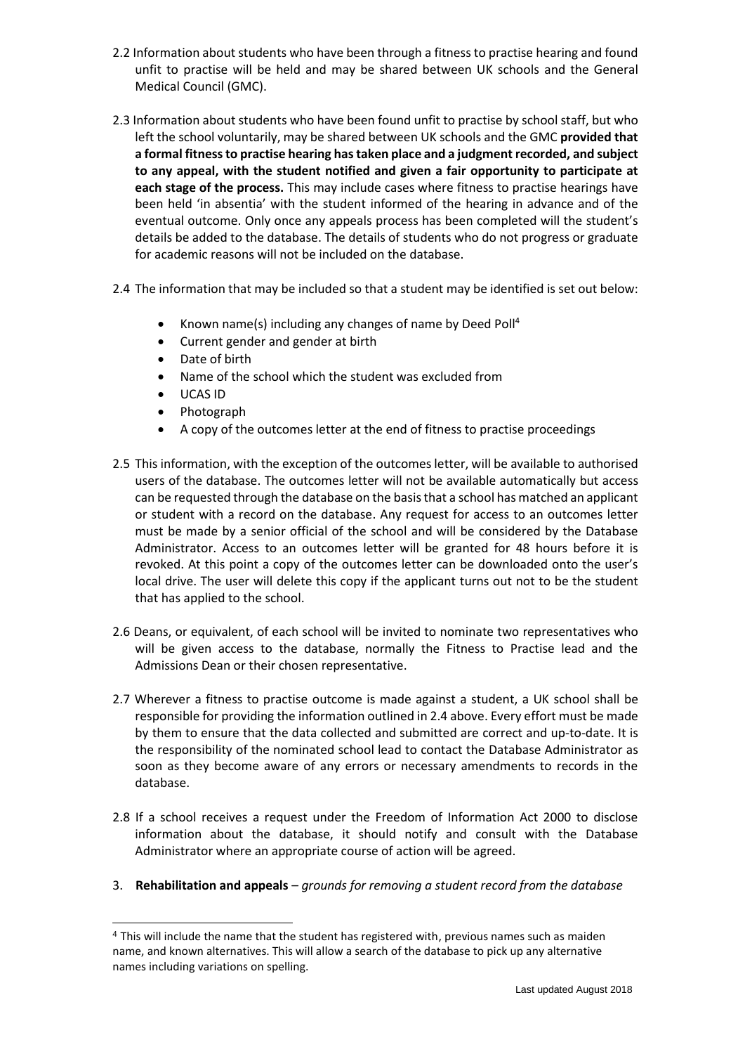2.2 Information about students who have been through a fitness to practise hearing and found unfit to practise will be held and may be shared between UK schools and the General Medical Council (GMC).

2.3 Information about students who have been found unfit to practise by school staff, but who left the school voluntarily, may be shared between UK schools and the GMC **provided that a formal fitness to practise hearing has taken place and a judgment recorded, and subject to any appeal, with the student notified and given a fair opportunity to participate at each stage of the process.** This may include cases where fitness to practise hearings have been held 'in absentia' with the student informed of the hearing in advance and of the eventual outcome. Only once any appeals process has been completed will the student's details be added to the database. The details of students who do not progress or graduate for academic reasons will not be included on the database.

2.4 The information that may be included so that a student may be identified is set out below:

- Known name(s) including any changes of name by Deed Poll[4]
- Current gender and gender at birth
- Date of birth
- Name of the school which the student was excluded from
- UCAS ID
- Photograph
- A copy of the outcomes letter at the end of fitness to practise proceedings

2.5 This information, with the exception of the outcomes letter, will be available to authorised users of the database. The outcomes letter will not be available automatically but access can be requested through the database on the basis that a school has matched an applicant or student with a record on the database. Any request for access to an outcomes letter must be made by a senior official of the school and will be considered by the Database Administrator. Access to an outcomes letter will be granted for 48 hours before it is revoked. At this point a copy of the outcomes letter can be downloaded onto the user's local drive. The user will delete this copy if the applicant turns out not to be the student that has applied to the school.

2.6 Deans, or equivalent, of each school will be invited to nominate two representatives who will be given access to the database, normally the Fitness to Practise lead and the Admissions Dean or their chosen representative.

2.7 Wherever a fitness to practise outcome is made against a student, a UK school shall be responsible for providing the information outlined in 2.4 above. Every effort must be made by them to ensure that the data collected and submitted are correct and up-to-date. It is the responsibility of the nominated school lead to contact the Database Administrator as soon as they become aware of any errors or necessary amendments to records in the database.

2.8 If a school receives a request under the Freedom of Information Act 2000 to disclose information about the database, it should notify and consult with the Database Administrator where an appropriate course of action will be agreed.

3. **Rehabilitation and appeals** – *grounds for removing a student record from the database*

[4] This will include the name that the student has registered with, previous names such as maiden name, and known alternatives. This will allow a search of the database to pick up any alternative names including variations on spelling.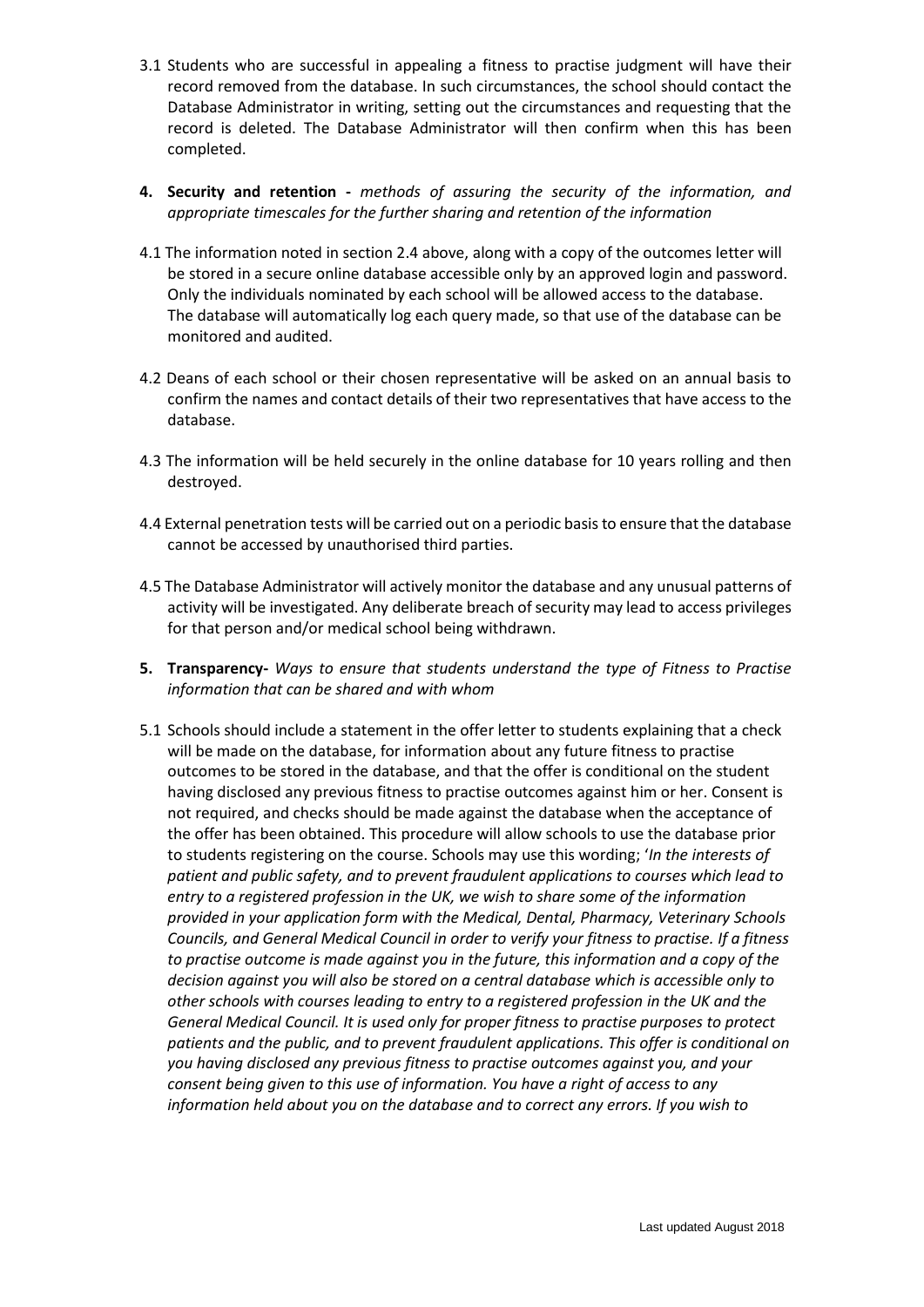3.1 Students who are successful in appealing a fitness to practise judgment will have their record removed from the database. In such circumstances, the school should contact the Database Administrator in writing, setting out the circumstances and requesting that the record is deleted. The Database Administrator will then confirm when this has been completed.

**4. Security and retention -** *methods of assuring the security of the information, and appropriate timescales for the further sharing and retention of the information*

4.1 The information noted in section 2.4 above, along with a copy of the outcomes letter will be stored in a secure online database accessible only by an approved login and password. Only the individuals nominated by each school will be allowed access to the database. The database will automatically log each query made, so that use of the database can be monitored and audited.

4.2 Deans of each school or their chosen representative will be asked on an annual basis to confirm the names and contact details of their two representatives that have access to the database.

4.3 The information will be held securely in the online database for 10 years rolling and then destroyed.

4.4 External penetration tests will be carried out on a periodic basis to ensure that the database cannot be accessed by unauthorised third parties.

4.5 The Database Administrator will actively monitor the database and any unusual patterns of activity will be investigated. Any deliberate breach of security may lead to access privileges for that person and/or medical school being withdrawn.

**5. Transparency-** *Ways to ensure that students understand the type of Fitness to Practise information that can be shared and with whom*

5.1 Schools should include a statement in the offer letter to students explaining that a check will be made on the database, for information about any future fitness to practise outcomes to be stored in the database, and that the offer is conditional on the student having disclosed any previous fitness to practise outcomes against him or her. Consent is not required, and checks should be made against the database when the acceptance of the offer has been obtained. This procedure will allow schools to use the database prior to students registering on the course. Schools may use this wording; '*In the interests of patient and public safety, and to prevent fraudulent applications to courses which lead to entry to a registered profession in the UK, we wish to share some of the information provided in your application form with the Medical, Dental, Pharmacy, Veterinary Schools Councils, and General Medical Council in order to verify your fitness to practise. If a fitness to practise outcome is made against you in the future, this information and a copy of the decision against you will also be stored on a central database which is accessible only to other schools with courses leading to entry to a registered profession in the UK and the General Medical Council. It is used only for proper fitness to practise purposes to protect patients and the public, and to prevent fraudulent applications. This offer is conditional on you having disclosed any previous fitness to practise outcomes against you, and your consent being given to this use of information. You have a right of access to any information held about you on the database and to correct any errors. If you wish to*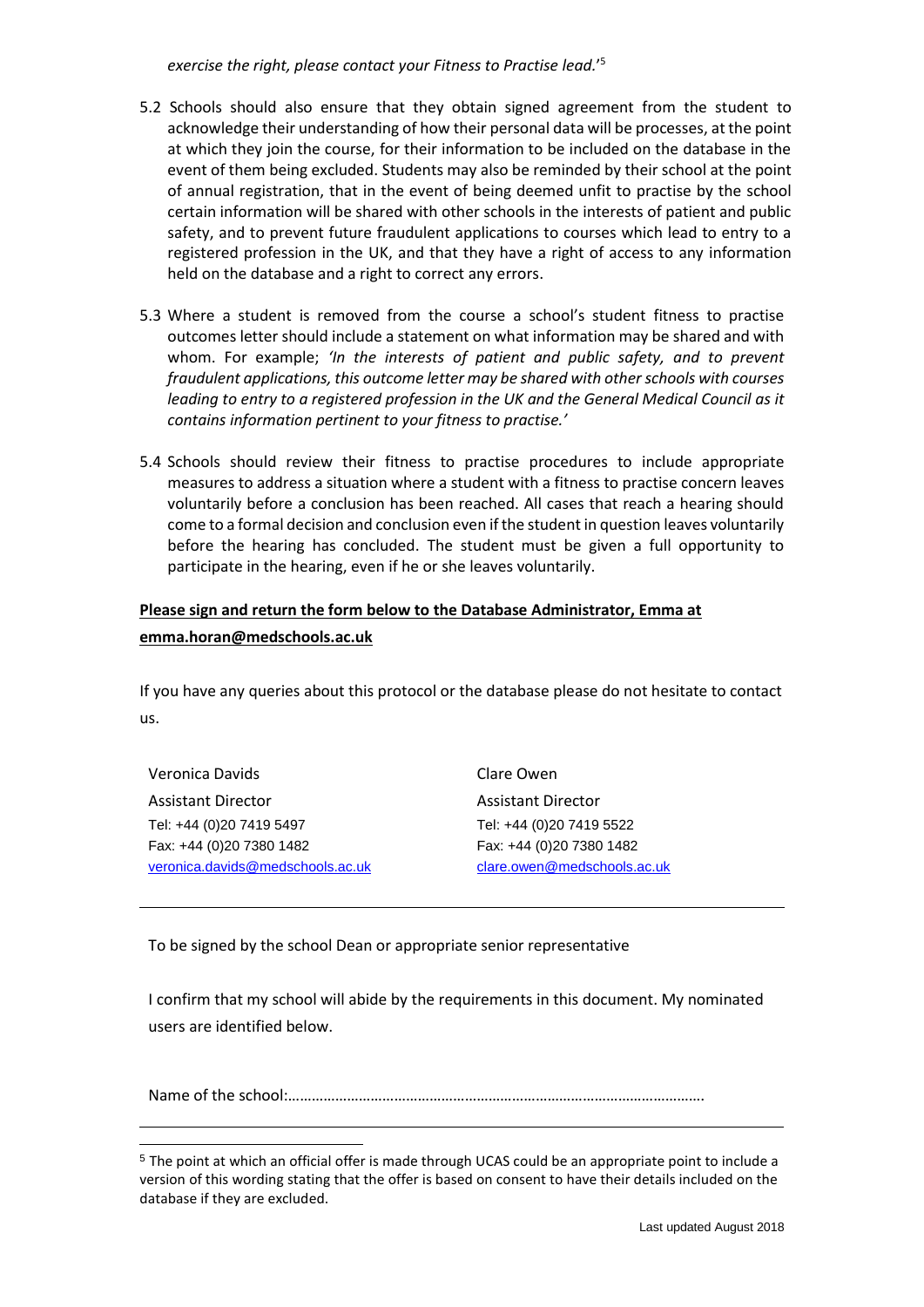*exercise the right, please contact your Fitness to Practise lead.*'[5]

5.2 Schools should also ensure that they obtain signed agreement from the student to acknowledge their understanding of how their personal data will be processes, at the point at which they join the course, for their information to be included on the database in the event of them being excluded. Students may also be reminded by their school at the point of annual registration, that in the event of being deemed unfit to practise by the school certain information will be shared with other schools in the interests of patient and public safety, and to prevent future fraudulent applications to courses which lead to entry to a registered profession in the UK, and that they have a right of access to any information held on the database and a right to correct any errors.

5.3 Where a student is removed from the course a school's student fitness to practise outcomes letter should include a statement on what information may be shared and with whom. For example; *'In the interests of patient and public safety, and to prevent fraudulent applications, this outcome letter may be shared with other schools with courses leading to entry to a registered profession in the UK and the General Medical Council as it contains information pertinent to your fitness to practise.'*

5.4 Schools should review their fitness to practise procedures to include appropriate measures to address a situation where a student with a fitness to practise concern leaves voluntarily before a conclusion has been reached. All cases that reach a hearing should come to a formal decision and conclusion even if the student in question leaves voluntarily before the hearing has concluded. The student must be given a full opportunity to participate in the hearing, even if he or she leaves voluntarily.

**Please sign and return the form below to the Database Administrator, Emma at emma.horan@medschools.ac.uk**

If you have any queries about this protocol or the database please do not hesitate to contact us.

Veronica Davids
Assistant Director
Tel: +44 (0)20 7419 5497
Fax: +44 (0)20 7380 1482
veronica.davids@medschools.ac.uk

Clare Owen
Assistant Director
Tel: +44 (0)20 7419 5522
Fax: +44 (0)20 7380 1482
clare.owen@medschools.ac.uk

---

To be signed by the school Dean or appropriate senior representative

I confirm that my school will abide by the requirements in this document. My nominated users are identified below.

Name of the school:………………………………………………………………………………………….

---

[5] The point at which an official offer is made through UCAS could be an appropriate point to include a version of this wording stating that the offer is based on consent to have their details included on the database if they are excluded.

Last updated August 2018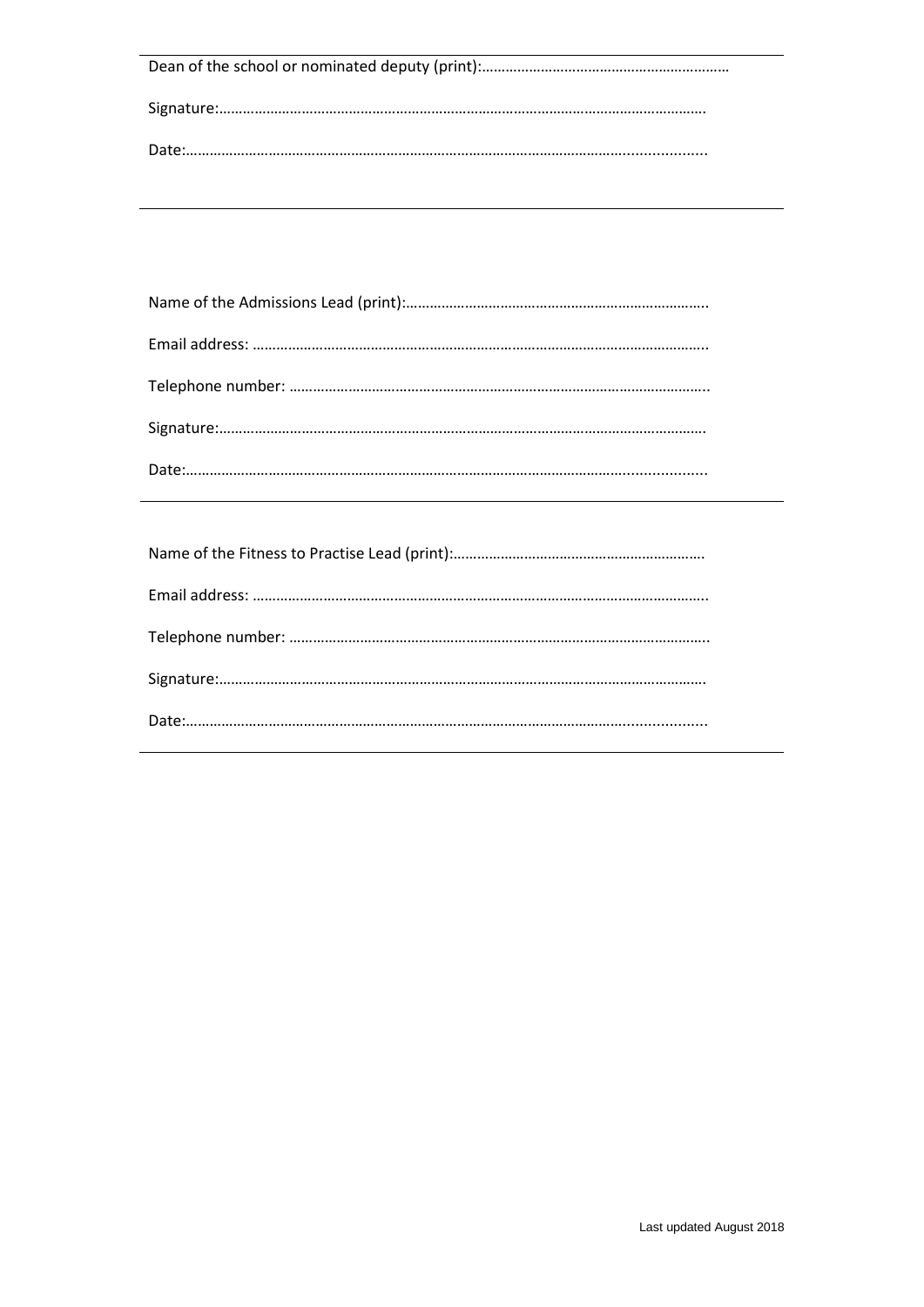Dean of the school or nominated deputy (print):………………………………………………………

Signature:……………………………………………………………………………………………………….

Date:…………………………………………………………………………………………………......................

---

Name of the Admissions Lead (print):…………………………………………………………………..

Email address: ……………………………………………………………………………………………………..

Telephone number: ……………………………………………………………………………………………..

Signature:……………………………………………………………………………………………………….

Date:…………………………………………………………………………………………………......................

---

Name of the Fitness to Practise Lead (print):……………………………………………………….

Email address: ……………………………………………………………………………………………………..

Telephone number: ……………………………………………………………………………………………..

Signature:……………………………………………………………………………………………………….

Date:…………………………………………………………………………………………………......................

---

Last updated August 2018